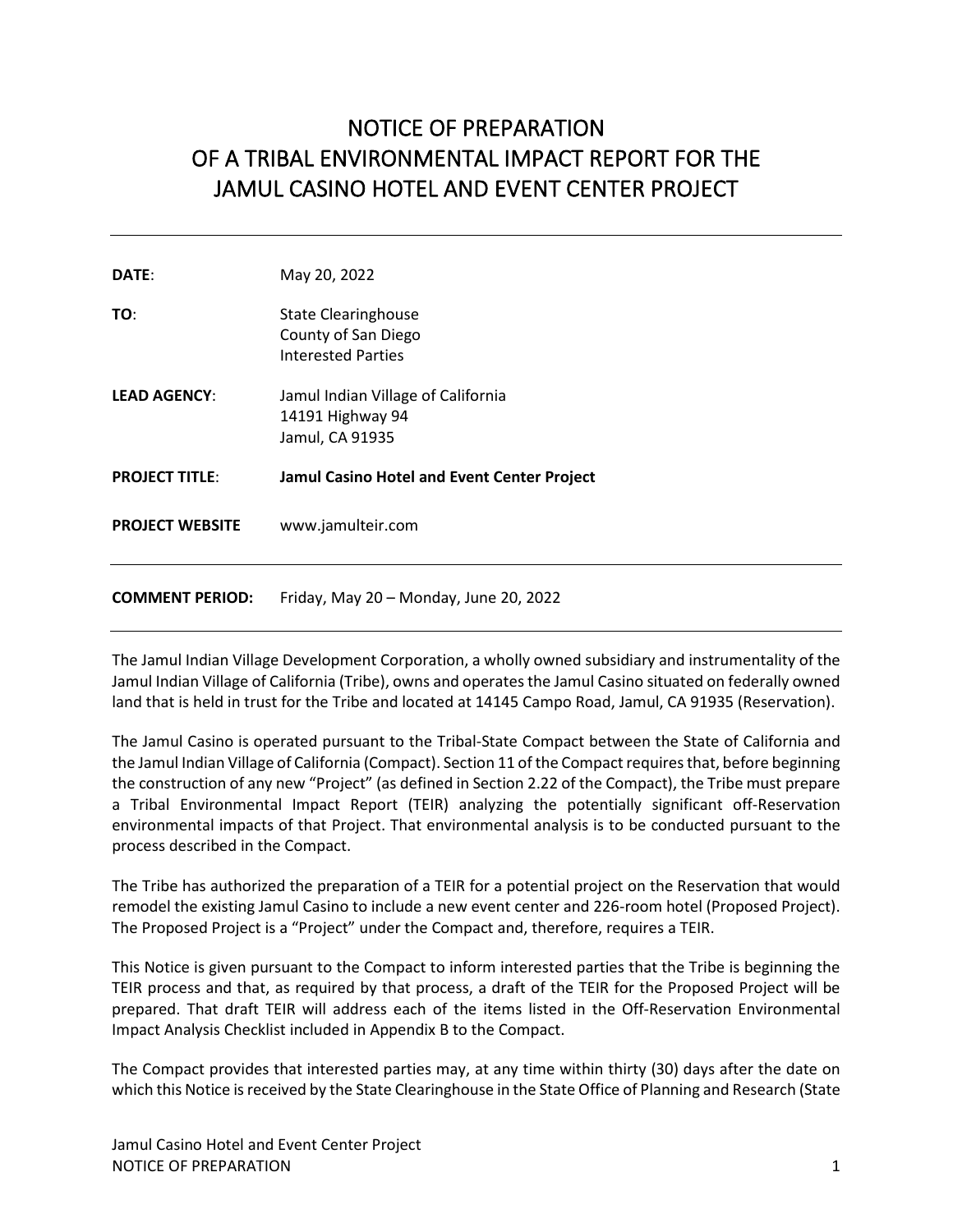# NOTICE OF PREPARATION OF A TRIBAL ENVIRONMENTAL IMPACT REPORT FOR THE JAMUL CASINO HOTEL AND EVENT CENTER PROJECT

---

| | |
|---|---|
| **DATE**: | May 20, 2022 |
| **TO**: | State Clearinghouse<br>County of San Diego<br>Interested Parties |
| **LEAD AGENCY**: | Jamul Indian Village of California<br>14191 Highway 94<br>Jamul, CA 91935 |
| **PROJECT TITLE**: | **Jamul Casino Hotel and Event Center Project** |
| **PROJECT WEBSITE** | www.jamulteir.com |

---

**COMMENT PERIOD:** Friday, May 20 – Monday, June 20, 2022

---

The Jamul Indian Village Development Corporation, a wholly owned subsidiary and instrumentality of the Jamul Indian Village of California (Tribe), owns and operates the Jamul Casino situated on federally owned land that is held in trust for the Tribe and located at 14145 Campo Road, Jamul, CA 91935 (Reservation).

The Jamul Casino is operated pursuant to the Tribal-State Compact between the State of California and the Jamul Indian Village of California (Compact). Section 11 of the Compact requires that, before beginning the construction of any new "Project" (as defined in Section 2.22 of the Compact), the Tribe must prepare a Tribal Environmental Impact Report (TEIR) analyzing the potentially significant off-Reservation environmental impacts of that Project. That environmental analysis is to be conducted pursuant to the process described in the Compact.

The Tribe has authorized the preparation of a TEIR for a potential project on the Reservation that would remodel the existing Jamul Casino to include a new event center and 226-room hotel (Proposed Project). The Proposed Project is a "Project" under the Compact and, therefore, requires a TEIR.

This Notice is given pursuant to the Compact to inform interested parties that the Tribe is beginning the TEIR process and that, as required by that process, a draft of the TEIR for the Proposed Project will be prepared. That draft TEIR will address each of the items listed in the Off-Reservation Environmental Impact Analysis Checklist included in Appendix B to the Compact.

The Compact provides that interested parties may, at any time within thirty (30) days after the date on which this Notice is received by the State Clearinghouse in the State Office of Planning and Research (State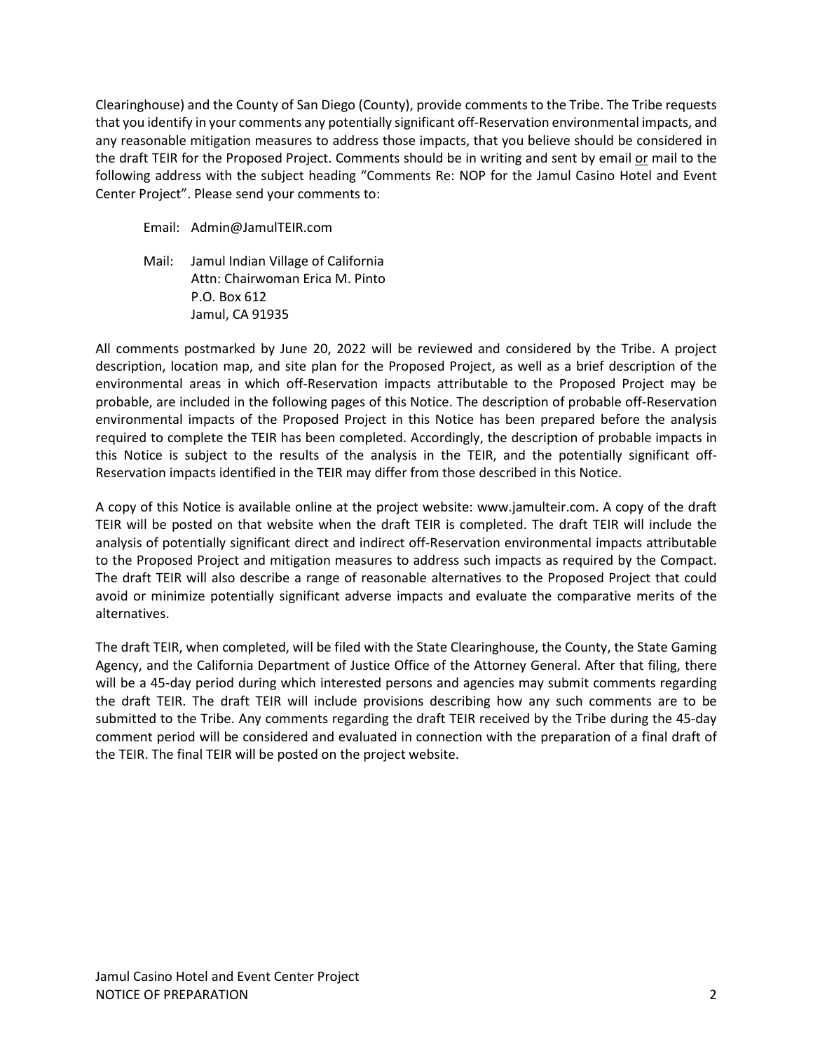Clearinghouse) and the County of San Diego (County), provide comments to the Tribe. The Tribe requests that you identify in your comments any potentially significant off-Reservation environmental impacts, and any reasonable mitigation measures to address those impacts, that you believe should be considered in the draft TEIR for the Proposed Project. Comments should be in writing and sent by email <u>or</u> mail to the following address with the subject heading "Comments Re: NOP for the Jamul Casino Hotel and Event Center Project". Please send your comments to:

Email: Admin@JamulTEIR.com

Mail: Jamul Indian Village of California
Attn: Chairwoman Erica M. Pinto
P.O. Box 612
Jamul, CA 91935

All comments postmarked by June 20, 2022 will be reviewed and considered by the Tribe. A project description, location map, and site plan for the Proposed Project, as well as a brief description of the environmental areas in which off-Reservation impacts attributable to the Proposed Project may be probable, are included in the following pages of this Notice. The description of probable off-Reservation environmental impacts of the Proposed Project in this Notice has been prepared before the analysis required to complete the TEIR has been completed. Accordingly, the description of probable impacts in this Notice is subject to the results of the analysis in the TEIR, and the potentially significant off-Reservation impacts identified in the TEIR may differ from those described in this Notice.

A copy of this Notice is available online at the project website: www.jamulteir.com. A copy of the draft TEIR will be posted on that website when the draft TEIR is completed. The draft TEIR will include the analysis of potentially significant direct and indirect off-Reservation environmental impacts attributable to the Proposed Project and mitigation measures to address such impacts as required by the Compact. The draft TEIR will also describe a range of reasonable alternatives to the Proposed Project that could avoid or minimize potentially significant adverse impacts and evaluate the comparative merits of the alternatives.

The draft TEIR, when completed, will be filed with the State Clearinghouse, the County, the State Gaming Agency, and the California Department of Justice Office of the Attorney General. After that filing, there will be a 45-day period during which interested persons and agencies may submit comments regarding the draft TEIR. The draft TEIR will include provisions describing how any such comments are to be submitted to the Tribe. Any comments regarding the draft TEIR received by the Tribe during the 45-day comment period will be considered and evaluated in connection with the preparation of a final draft of the TEIR. The final TEIR will be posted on the project website.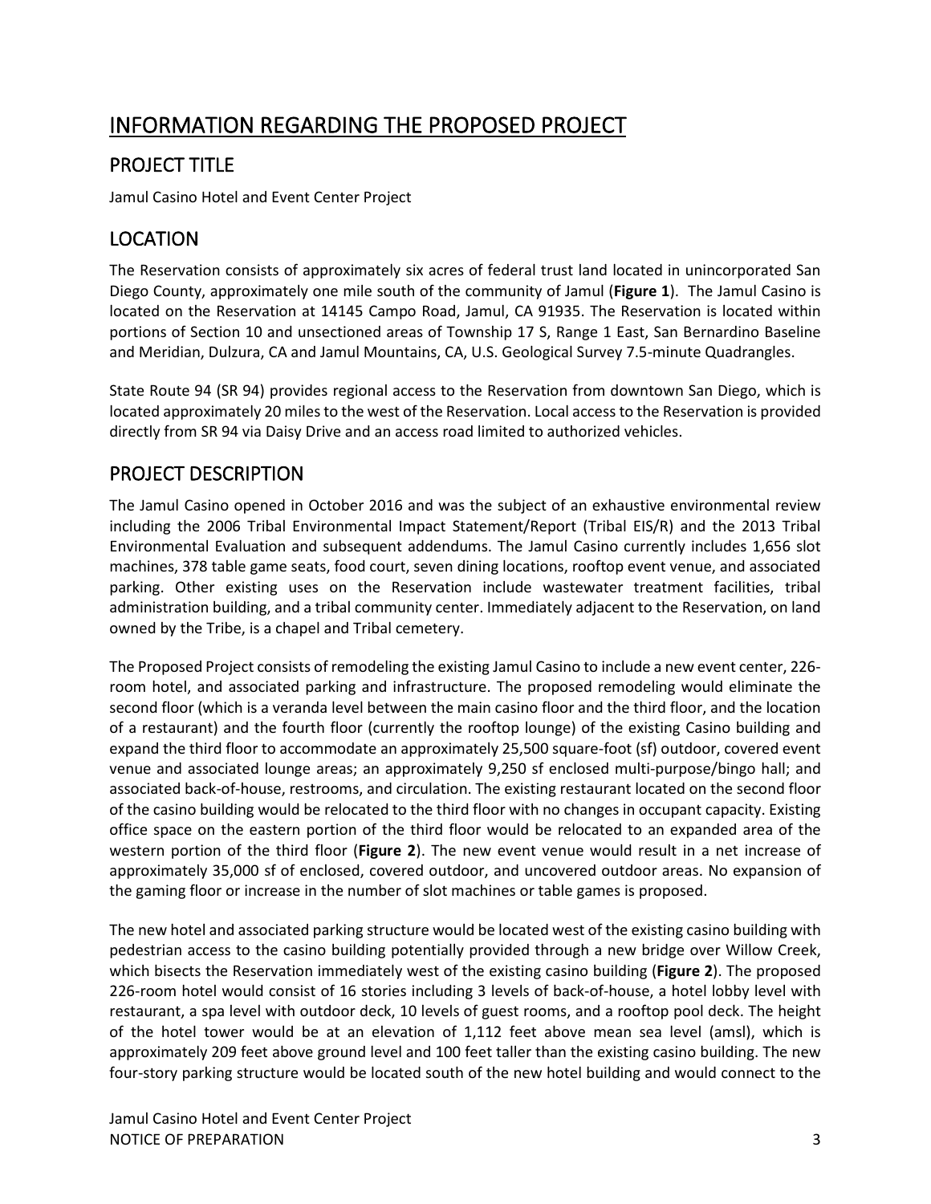# INFORMATION REGARDING THE PROPOSED PROJECT

## PROJECT TITLE

Jamul Casino Hotel and Event Center Project

## LOCATION

The Reservation consists of approximately six acres of federal trust land located in unincorporated San Diego County, approximately one mile south of the community of Jamul (**Figure 1**). The Jamul Casino is located on the Reservation at 14145 Campo Road, Jamul, CA 91935. The Reservation is located within portions of Section 10 and unsectioned areas of Township 17 S, Range 1 East, San Bernardino Baseline and Meridian, Dulzura, CA and Jamul Mountains, CA, U.S. Geological Survey 7.5-minute Quadrangles.

State Route 94 (SR 94) provides regional access to the Reservation from downtown San Diego, which is located approximately 20 miles to the west of the Reservation. Local access to the Reservation is provided directly from SR 94 via Daisy Drive and an access road limited to authorized vehicles.

## PROJECT DESCRIPTION

The Jamul Casino opened in October 2016 and was the subject of an exhaustive environmental review including the 2006 Tribal Environmental Impact Statement/Report (Tribal EIS/R) and the 2013 Tribal Environmental Evaluation and subsequent addendums. The Jamul Casino currently includes 1,656 slot machines, 378 table game seats, food court, seven dining locations, rooftop event venue, and associated parking. Other existing uses on the Reservation include wastewater treatment facilities, tribal administration building, and a tribal community center. Immediately adjacent to the Reservation, on land owned by the Tribe, is a chapel and Tribal cemetery.

The Proposed Project consists of remodeling the existing Jamul Casino to include a new event center, 226-room hotel, and associated parking and infrastructure. The proposed remodeling would eliminate the second floor (which is a veranda level between the main casino floor and the third floor, and the location of a restaurant) and the fourth floor (currently the rooftop lounge) of the existing Casino building and expand the third floor to accommodate an approximately 25,500 square-foot (sf) outdoor, covered event venue and associated lounge areas; an approximately 9,250 sf enclosed multi-purpose/bingo hall; and associated back-of-house, restrooms, and circulation. The existing restaurant located on the second floor of the casino building would be relocated to the third floor with no changes in occupant capacity. Existing office space on the eastern portion of the third floor would be relocated to an expanded area of the western portion of the third floor (**Figure 2**). The new event venue would result in a net increase of approximately 35,000 sf of enclosed, covered outdoor, and uncovered outdoor areas. No expansion of the gaming floor or increase in the number of slot machines or table games is proposed.

The new hotel and associated parking structure would be located west of the existing casino building with pedestrian access to the casino building potentially provided through a new bridge over Willow Creek, which bisects the Reservation immediately west of the existing casino building (**Figure 2**). The proposed 226-room hotel would consist of 16 stories including 3 levels of back-of-house, a hotel lobby level with restaurant, a spa level with outdoor deck, 10 levels of guest rooms, and a rooftop pool deck. The height of the hotel tower would be at an elevation of 1,112 feet above mean sea level (amsl), which is approximately 209 feet above ground level and 100 feet taller than the existing casino building. The new four-story parking structure would be located south of the new hotel building and would connect to the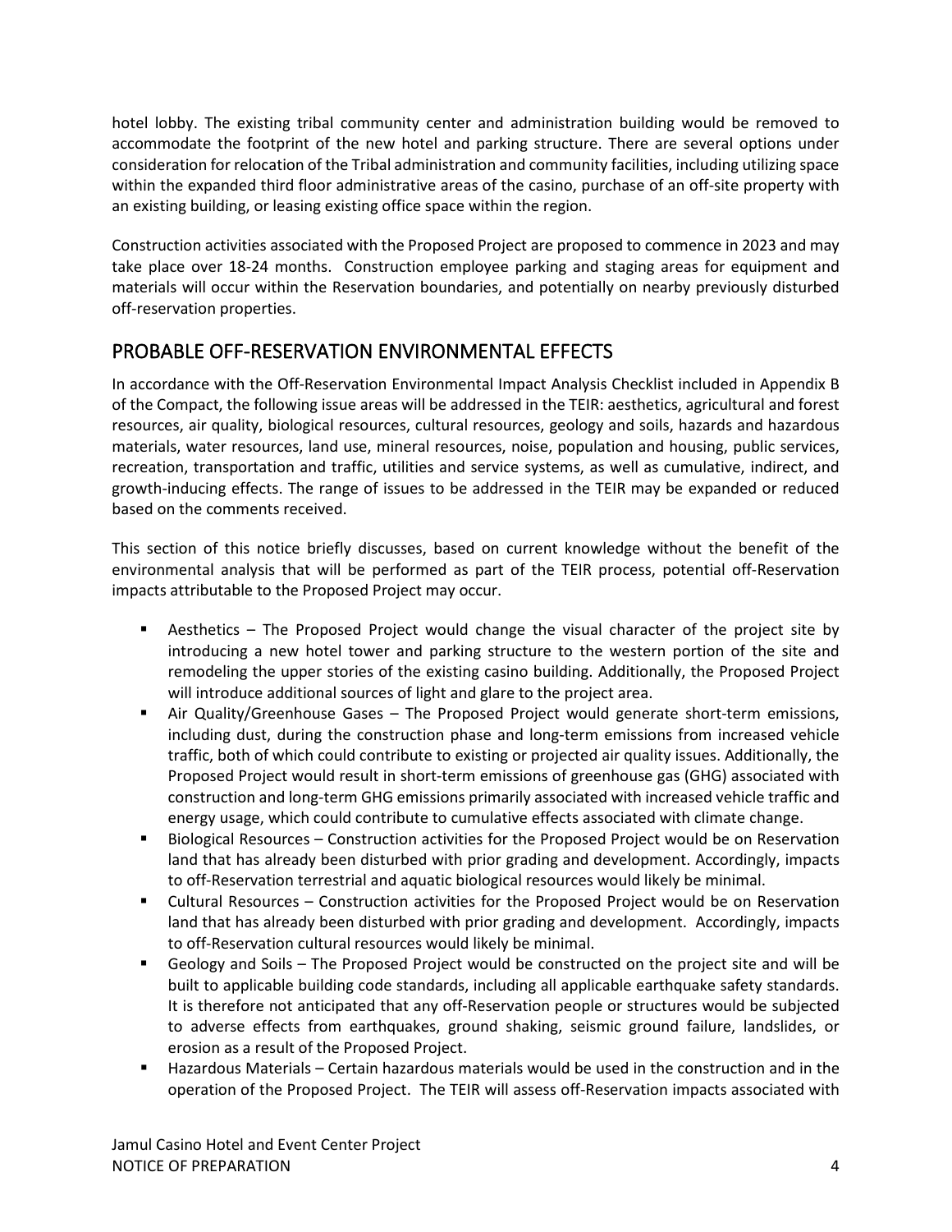hotel lobby. The existing tribal community center and administration building would be removed to accommodate the footprint of the new hotel and parking structure. There are several options under consideration for relocation of the Tribal administration and community facilities, including utilizing space within the expanded third floor administrative areas of the casino, purchase of an off-site property with an existing building, or leasing existing office space within the region.

Construction activities associated with the Proposed Project are proposed to commence in 2023 and may take place over 18-24 months. Construction employee parking and staging areas for equipment and materials will occur within the Reservation boundaries, and potentially on nearby previously disturbed off-reservation properties.

## PROBABLE OFF-RESERVATION ENVIRONMENTAL EFFECTS

In accordance with the Off-Reservation Environmental Impact Analysis Checklist included in Appendix B of the Compact, the following issue areas will be addressed in the TEIR: aesthetics, agricultural and forest resources, air quality, biological resources, cultural resources, geology and soils, hazards and hazardous materials, water resources, land use, mineral resources, noise, population and housing, public services, recreation, transportation and traffic, utilities and service systems, as well as cumulative, indirect, and growth-inducing effects. The range of issues to be addressed in the TEIR may be expanded or reduced based on the comments received.

This section of this notice briefly discusses, based on current knowledge without the benefit of the environmental analysis that will be performed as part of the TEIR process, potential off-Reservation impacts attributable to the Proposed Project may occur.

- Aesthetics – The Proposed Project would change the visual character of the project site by introducing a new hotel tower and parking structure to the western portion of the site and remodeling the upper stories of the existing casino building. Additionally, the Proposed Project will introduce additional sources of light and glare to the project area.
- Air Quality/Greenhouse Gases – The Proposed Project would generate short-term emissions, including dust, during the construction phase and long-term emissions from increased vehicle traffic, both of which could contribute to existing or projected air quality issues. Additionally, the Proposed Project would result in short-term emissions of greenhouse gas (GHG) associated with construction and long-term GHG emissions primarily associated with increased vehicle traffic and energy usage, which could contribute to cumulative effects associated with climate change.
- Biological Resources – Construction activities for the Proposed Project would be on Reservation land that has already been disturbed with prior grading and development. Accordingly, impacts to off-Reservation terrestrial and aquatic biological resources would likely be minimal.
- Cultural Resources – Construction activities for the Proposed Project would be on Reservation land that has already been disturbed with prior grading and development. Accordingly, impacts to off-Reservation cultural resources would likely be minimal.
- Geology and Soils – The Proposed Project would be constructed on the project site and will be built to applicable building code standards, including all applicable earthquake safety standards. It is therefore not anticipated that any off-Reservation people or structures would be subjected to adverse effects from earthquakes, ground shaking, seismic ground failure, landslides, or erosion as a result of the Proposed Project.
- Hazardous Materials – Certain hazardous materials would be used in the construction and in the operation of the Proposed Project. The TEIR will assess off-Reservation impacts associated with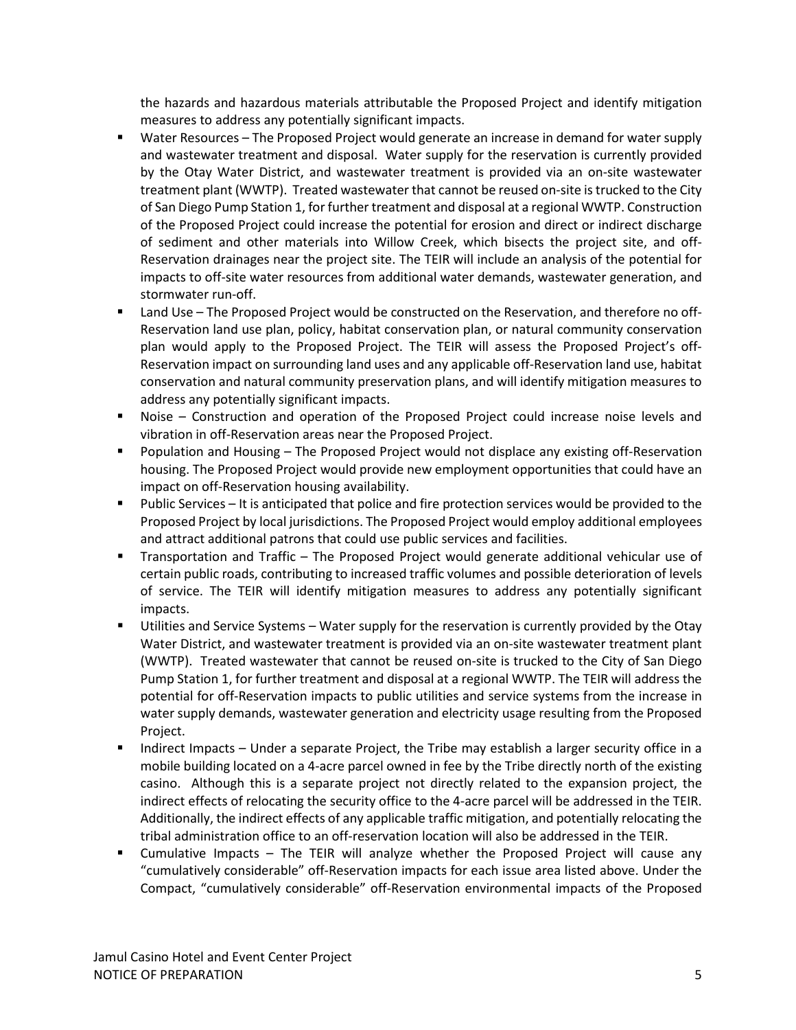the hazards and hazardous materials attributable the Proposed Project and identify mitigation measures to address any potentially significant impacts.

- Water Resources – The Proposed Project would generate an increase in demand for water supply and wastewater treatment and disposal. Water supply for the reservation is currently provided by the Otay Water District, and wastewater treatment is provided via an on-site wastewater treatment plant (WWTP). Treated wastewater that cannot be reused on-site is trucked to the City of San Diego Pump Station 1, for further treatment and disposal at a regional WWTP. Construction of the Proposed Project could increase the potential for erosion and direct or indirect discharge of sediment and other materials into Willow Creek, which bisects the project site, and off-Reservation drainages near the project site. The TEIR will include an analysis of the potential for impacts to off-site water resources from additional water demands, wastewater generation, and stormwater run-off.
- Land Use – The Proposed Project would be constructed on the Reservation, and therefore no off-Reservation land use plan, policy, habitat conservation plan, or natural community conservation plan would apply to the Proposed Project. The TEIR will assess the Proposed Project's off-Reservation impact on surrounding land uses and any applicable off-Reservation land use, habitat conservation and natural community preservation plans, and will identify mitigation measures to address any potentially significant impacts.
- Noise – Construction and operation of the Proposed Project could increase noise levels and vibration in off-Reservation areas near the Proposed Project.
- Population and Housing – The Proposed Project would not displace any existing off-Reservation housing. The Proposed Project would provide new employment opportunities that could have an impact on off-Reservation housing availability.
- Public Services – It is anticipated that police and fire protection services would be provided to the Proposed Project by local jurisdictions. The Proposed Project would employ additional employees and attract additional patrons that could use public services and facilities.
- Transportation and Traffic – The Proposed Project would generate additional vehicular use of certain public roads, contributing to increased traffic volumes and possible deterioration of levels of service. The TEIR will identify mitigation measures to address any potentially significant impacts.
- Utilities and Service Systems – Water supply for the reservation is currently provided by the Otay Water District, and wastewater treatment is provided via an on-site wastewater treatment plant (WWTP). Treated wastewater that cannot be reused on-site is trucked to the City of San Diego Pump Station 1, for further treatment and disposal at a regional WWTP. The TEIR will address the potential for off-Reservation impacts to public utilities and service systems from the increase in water supply demands, wastewater generation and electricity usage resulting from the Proposed Project.
- Indirect Impacts – Under a separate Project, the Tribe may establish a larger security office in a mobile building located on a 4-acre parcel owned in fee by the Tribe directly north of the existing casino. Although this is a separate project not directly related to the expansion project, the indirect effects of relocating the security office to the 4-acre parcel will be addressed in the TEIR. Additionally, the indirect effects of any applicable traffic mitigation, and potentially relocating the tribal administration office to an off-reservation location will also be addressed in the TEIR.
- Cumulative Impacts – The TEIR will analyze whether the Proposed Project will cause any "cumulatively considerable" off-Reservation impacts for each issue area listed above. Under the Compact, "cumulatively considerable" off-Reservation environmental impacts of the Proposed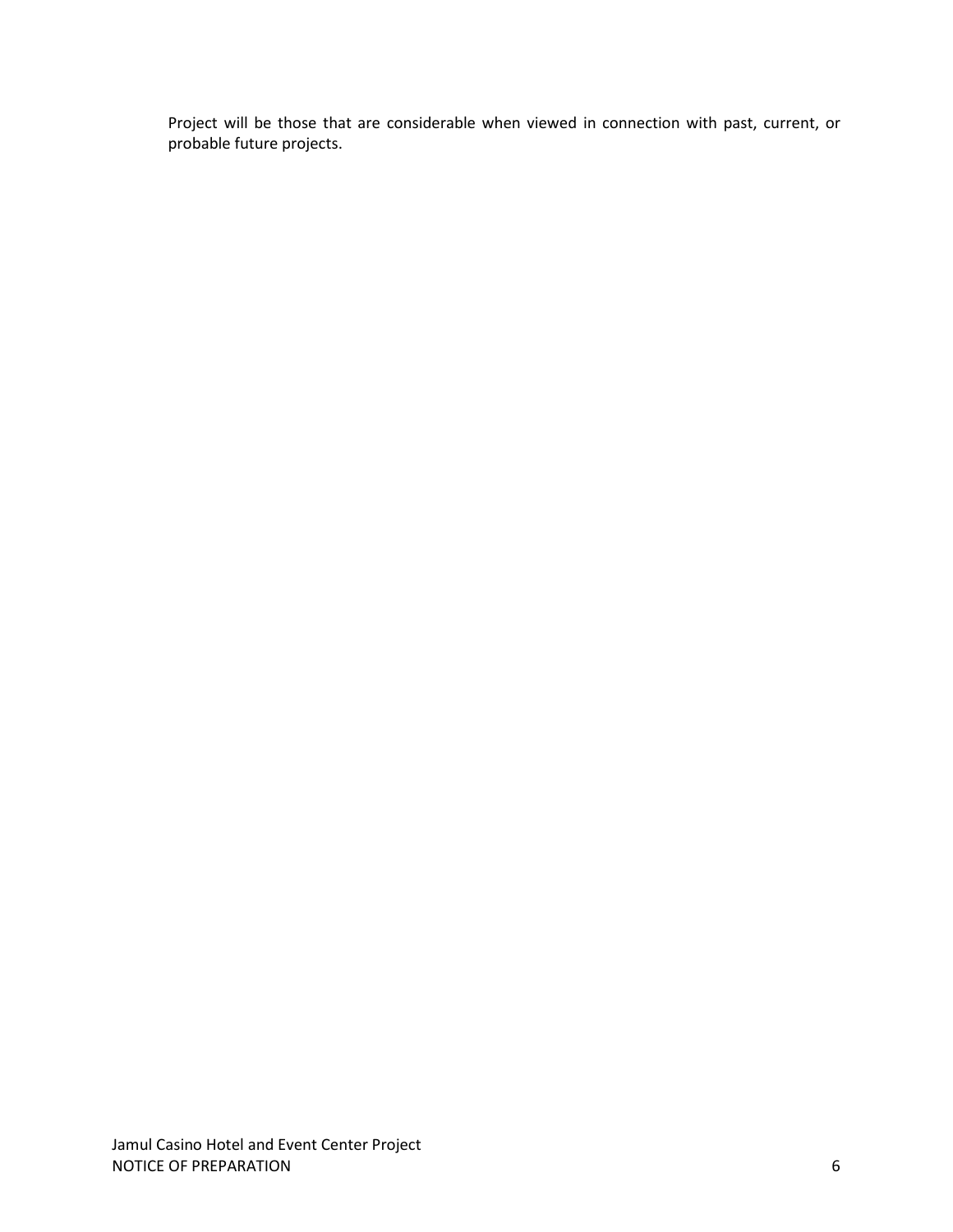Project will be those that are considerable when viewed in connection with past, current, or probable future projects.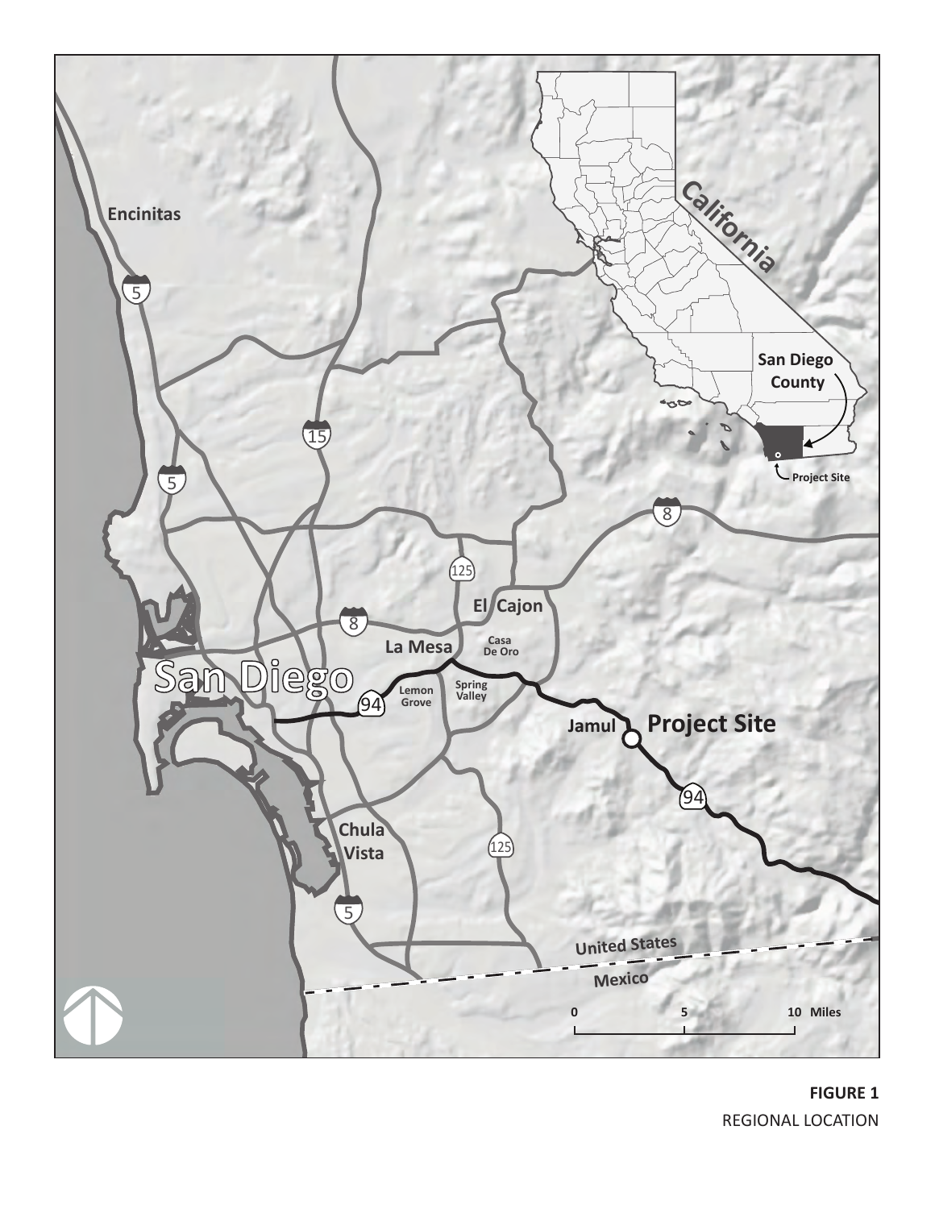**FIGURE 1**

REGIONAL LOCATION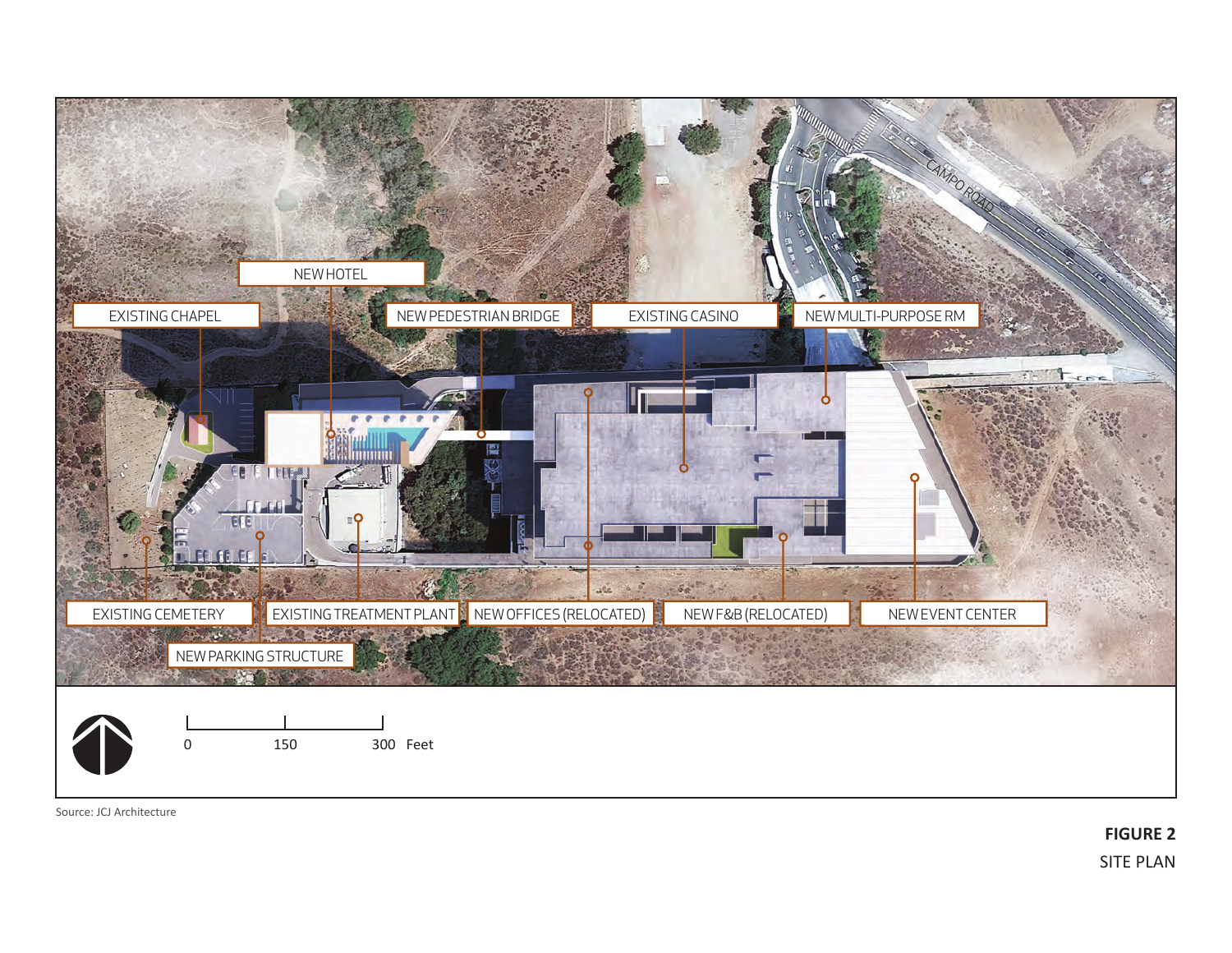NEW HOTEL

EXISTING CHAPEL

NEW PEDESTRIAN BRIDGE

EXISTING CASINO

NEW MULTI-PURPOSE RM

CAMPO ROAD

EXISTING CEMETERY

EXISTING TREATMENT PLANT

NEW OFFICES (RELOCATED)

NEW F&B (RELOCATED)

NEW EVENT CENTER

NEW PARKING STRUCTURE

0 150 300 Feet

Source: JCJ Architecture

**FIGURE 2**

SITE PLAN